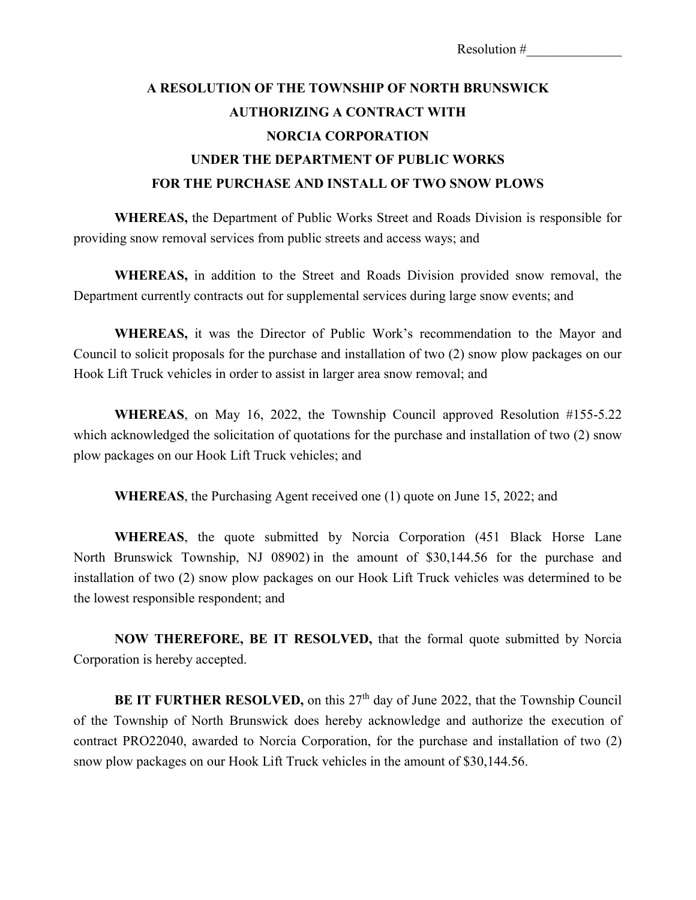Resolution #______________

# A RESOLUTION OF THE TOWNSHIP OF NORTH BRUNSWICK AUTHORIZING A CONTRACT WITH NORCIA CORPORATION UNDER THE DEPARTMENT OF PUBLIC WORKS FOR THE PURCHASE AND INSTALL OF TWO SNOW PLOWS

**WHEREAS,** the Department of Public Works Street and Roads Division is responsible for providing snow removal services from public streets and access ways; and

**WHEREAS,** in addition to the Street and Roads Division provided snow removal, the Department currently contracts out for supplemental services during large snow events; and

**WHEREAS,** it was the Director of Public Work's recommendation to the Mayor and Council to solicit proposals for the purchase and installation of two (2) snow plow packages on our Hook Lift Truck vehicles in order to assist in larger area snow removal; and

**WHEREAS**, on May 16, 2022, the Township Council approved Resolution #155-5.22 which acknowledged the solicitation of quotations for the purchase and installation of two (2) snow plow packages on our Hook Lift Truck vehicles; and

**WHEREAS**, the Purchasing Agent received one (1) quote on June 15, 2022; and

**WHEREAS**, the quote submitted by Norcia Corporation (451 Black Horse Lane North Brunswick Township, NJ 08902) in the amount of $30,144.56 for the purchase and installation of two (2) snow plow packages on our Hook Lift Truck vehicles was determined to be the lowest responsible respondent; and

**NOW THEREFORE, BE IT RESOLVED,** that the formal quote submitted by Norcia Corporation is hereby accepted.

**BE IT FURTHER RESOLVED,** on this 27th day of June 2022, that the Township Council of the Township of North Brunswick does hereby acknowledge and authorize the execution of contract PRO22040, awarded to Norcia Corporation, for the purchase and installation of two (2) snow plow packages on our Hook Lift Truck vehicles in the amount of $30,144.56.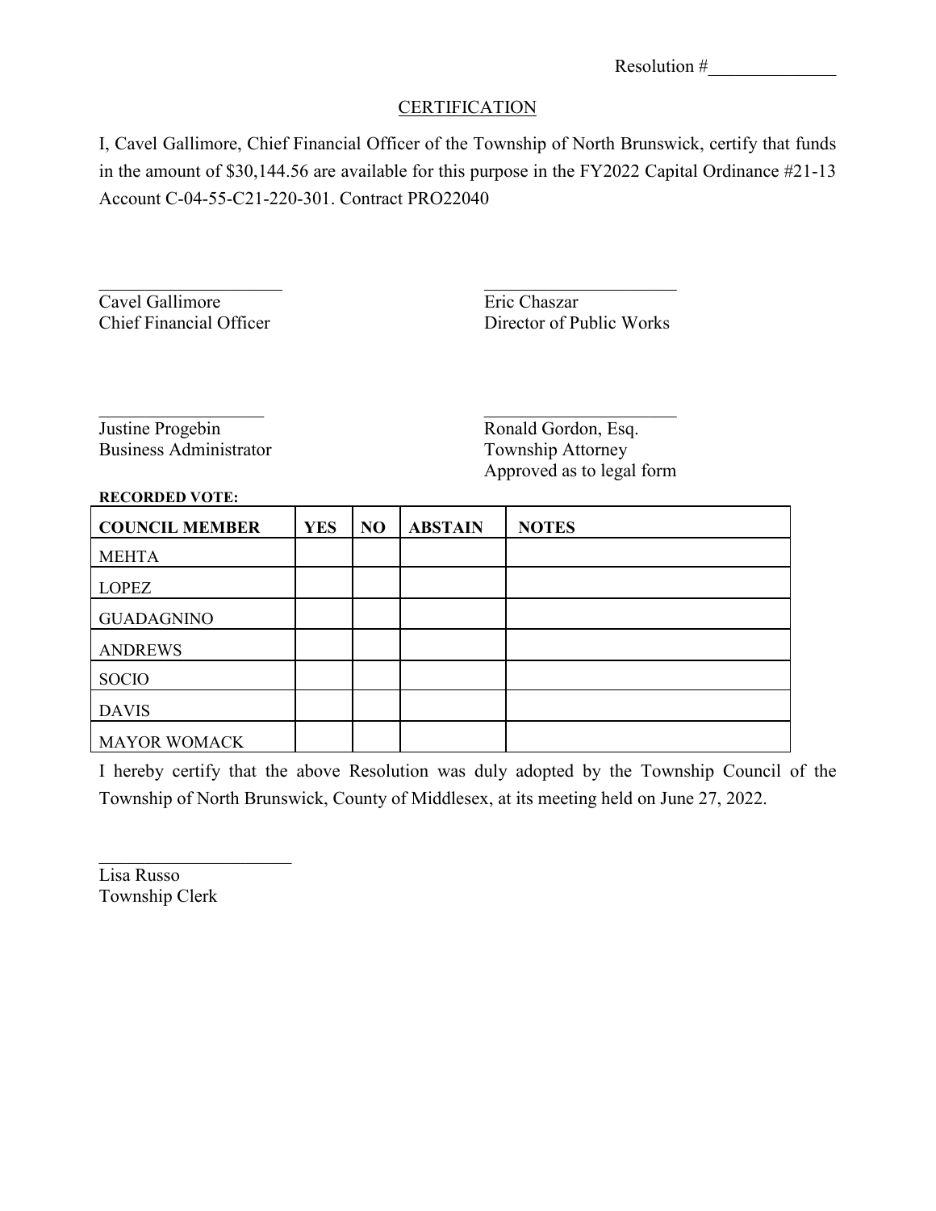Resolution #______________

CERTIFICATION

I, Cavel Gallimore, Chief Financial Officer of the Township of North Brunswick, certify that funds in the amount of $30,144.56 are available for this purpose in the FY2022 Capital Ordinance #21-13 Account C-04-55-C21-220-301. Contract PRO22040

_____________________
Cavel Gallimore
Chief Financial Officer

_____________________
Eric Chaszar
Director of Public Works

_____________________
Justine Progebin
Business Administrator

_____________________
Ronald Gordon, Esq.
Township Attorney
Approved as to legal form

**RECORDED VOTE:**

| COUNCIL MEMBER | YES | NO | ABSTAIN | NOTES |
|---|---|---|---|---|
| MEHTA | | | | |
| LOPEZ | | | | |
| GUADAGNINO | | | | |
| ANDREWS | | | | |
| SOCIO | | | | |
| DAVIS | | | | |
| MAYOR WOMACK | | | | |

I hereby certify that the above Resolution was duly adopted by the Township Council of the Township of North Brunswick, County of Middlesex, at its meeting held on June 27, 2022.

_____________________
Lisa Russo
Township Clerk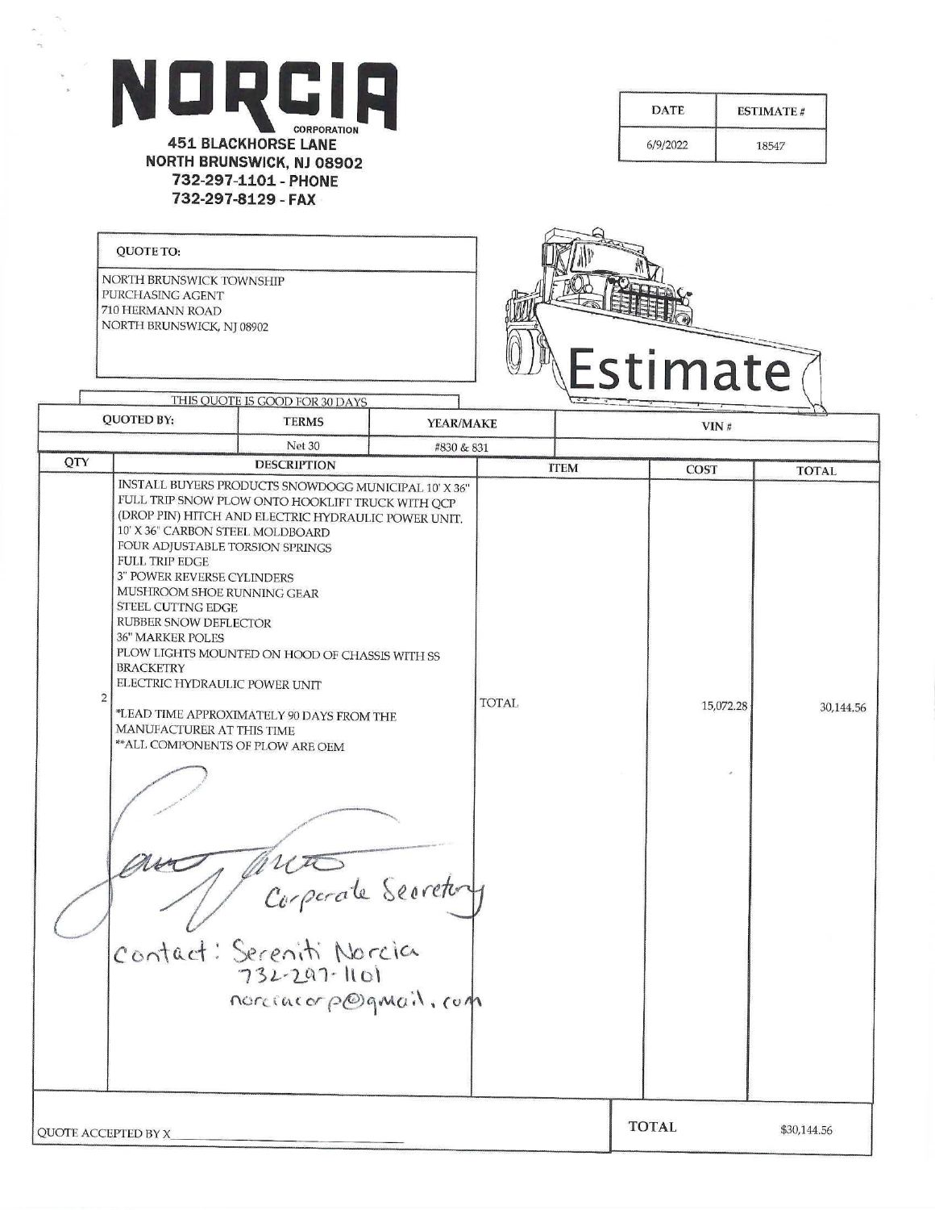# NORCIA CORPORATION

451 BLACKHORSE LANE
NORTH BRUNSWICK, NJ 08902
732-297-1101 - PHONE
732-297-8129 - FAX

| DATE | ESTIMATE # |
|---|---|
| 6/9/2022 | 18547 |

**QUOTE TO:**

NORTH BRUNSWICK TOWNSHIP
PURCHASING AGENT
710 HERMANN ROAD
NORTH BRUNSWICK, NJ 08902

Estimate

THIS QUOTE IS GOOD FOR 30 DAYS

| QUOTED BY: | TERMS | YEAR/MAKE | VIN # |
|---|---|---|---|
| | Net 30 | #830 & 831 | |

| QTY | DESCRIPTION | ITEM | COST | TOTAL |
|---|---|---|---|---|
| 2 | INSTALL BUYERS PRODUCTS SNOWDOGG MUNICIPAL 10' X 36" FULL TRIP SNOW PLOW ONTO HOOKLIFT TRUCK WITH QCP (DROP PIN) HITCH AND ELECTRIC HYDRAULIC POWER UNIT.<br>10' X 36" CARBON STEEL MOLDBOARD<br>FOUR ADJUSTABLE TORSION SPRINGS<br>FULL TRIP EDGE<br>3" POWER REVERSE CYLINDERS<br>MUSHROOM SHOE RUNNING GEAR<br>STEEL CUTTNG EDGE<br>RUBBER SNOW DEFLECTOR<br>36" MARKER POLES<br>PLOW LIGHTS MOUNTED ON HOOD OF CHASSIS WITH SS BRACKETRY<br>ELECTRIC HYDRAULIC POWER UNIT<br><br>*LEAD TIME APPROXIMATELY 90 DAYS FROM THE MANUFACTURER AT THIS TIME<br>**ALL COMPONENTS OF PLOW ARE OEM | TOTAL | 15,072.28 | 30,144.56 |

Corporate Secretary

Contact: Sereniti Norcia
732-297-1101
norciacorp@gmail.com

QUOTE ACCEPTED BY X ______________________

**TOTAL** $30,144.56